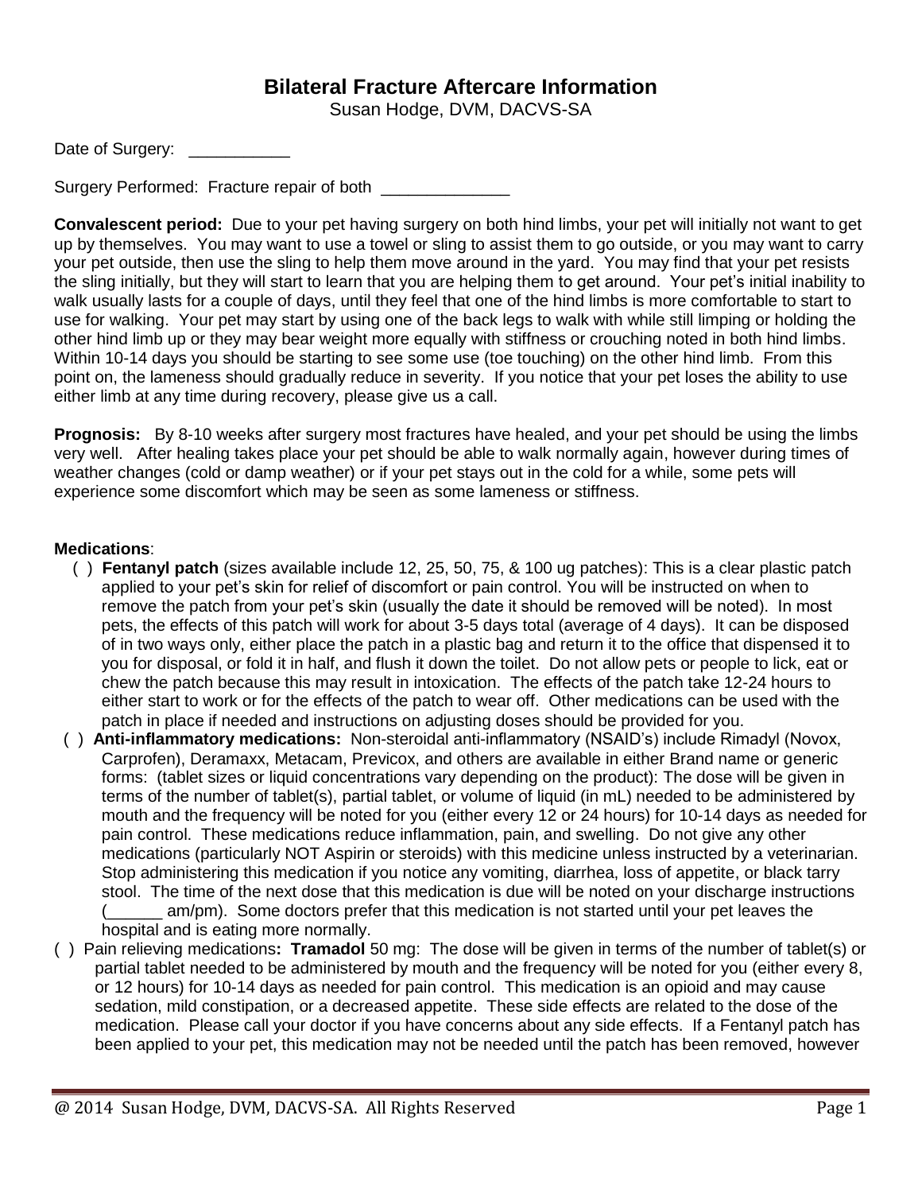# Bilateral Fracture Aftercare Information

Susan Hodge, DVM, DACVS-SA

Date of Surgery: ___________

Surgery Performed: Fracture repair of both ______________

**Convalescent period:** Due to your pet having surgery on both hind limbs, your pet will initially not want to get up by themselves. You may want to use a towel or sling to assist them to go outside, or you may want to carry your pet outside, then use the sling to help them move around in the yard. You may find that your pet resists the sling initially, but they will start to learn that you are helping them to get around. Your pet's initial inability to walk usually lasts for a couple of days, until they feel that one of the hind limbs is more comfortable to start to use for walking. Your pet may start by using one of the back legs to walk with while still limping or holding the other hind limb up or they may bear weight more equally with stiffness or crouching noted in both hind limbs. Within 10-14 days you should be starting to see some use (toe touching) on the other hind limb. From this point on, the lameness should gradually reduce in severity. If you notice that your pet loses the ability to use either limb at any time during recovery, please give us a call.

**Prognosis:** By 8-10 weeks after surgery most fractures have healed, and your pet should be using the limbs very well. After healing takes place your pet should be able to walk normally again, however during times of weather changes (cold or damp weather) or if your pet stays out in the cold for a while, some pets will experience some discomfort which may be seen as some lameness or stiffness.

**Medications**:

- ( ) **Fentanyl patch** (sizes available include 12, 25, 50, 75, & 100 ug patches): This is a clear plastic patch applied to your pet's skin for relief of discomfort or pain control. You will be instructed on when to remove the patch from your pet's skin (usually the date it should be removed will be noted). In most pets, the effects of this patch will work for about 3-5 days total (average of 4 days). It can be disposed of in two ways only, either place the patch in a plastic bag and return it to the office that dispensed it to you for disposal, or fold it in half, and flush it down the toilet. Do not allow pets or people to lick, eat or chew the patch because this may result in intoxication. The effects of the patch take 12-24 hours to either start to work or for the effects of the patch to wear off. Other medications can be used with the patch in place if needed and instructions on adjusting doses should be provided for you.
- ( ) **Anti-inflammatory medications:** Non-steroidal anti-inflammatory (NSAID's) include Rimadyl (Novox, Carprofen), Deramaxx, Metacam, Previcox, and others are available in either Brand name or generic forms: (tablet sizes or liquid concentrations vary depending on the product): The dose will be given in terms of the number of tablet(s), partial tablet, or volume of liquid (in mL) needed to be administered by mouth and the frequency will be noted for you (either every 12 or 24 hours) for 10-14 days as needed for pain control. These medications reduce inflammation, pain, and swelling. Do not give any other medications (particularly NOT Aspirin or steroids) with this medicine unless instructed by a veterinarian. Stop administering this medication if you notice any vomiting, diarrhea, loss of appetite, or black tarry stool. The time of the next dose that this medication is due will be noted on your discharge instructions (______ am/pm). Some doctors prefer that this medication is not started until your pet leaves the hospital and is eating more normally.
- ( ) Pain relieving medications**: Tramadol** 50 mg: The dose will be given in terms of the number of tablet(s) or partial tablet needed to be administered by mouth and the frequency will be noted for you (either every 8, or 12 hours) for 10-14 days as needed for pain control. This medication is an opioid and may cause sedation, mild constipation, or a decreased appetite. These side effects are related to the dose of the medication. Please call your doctor if you have concerns about any side effects. If a Fentanyl patch has been applied to your pet, this medication may not be needed until the patch has been removed, however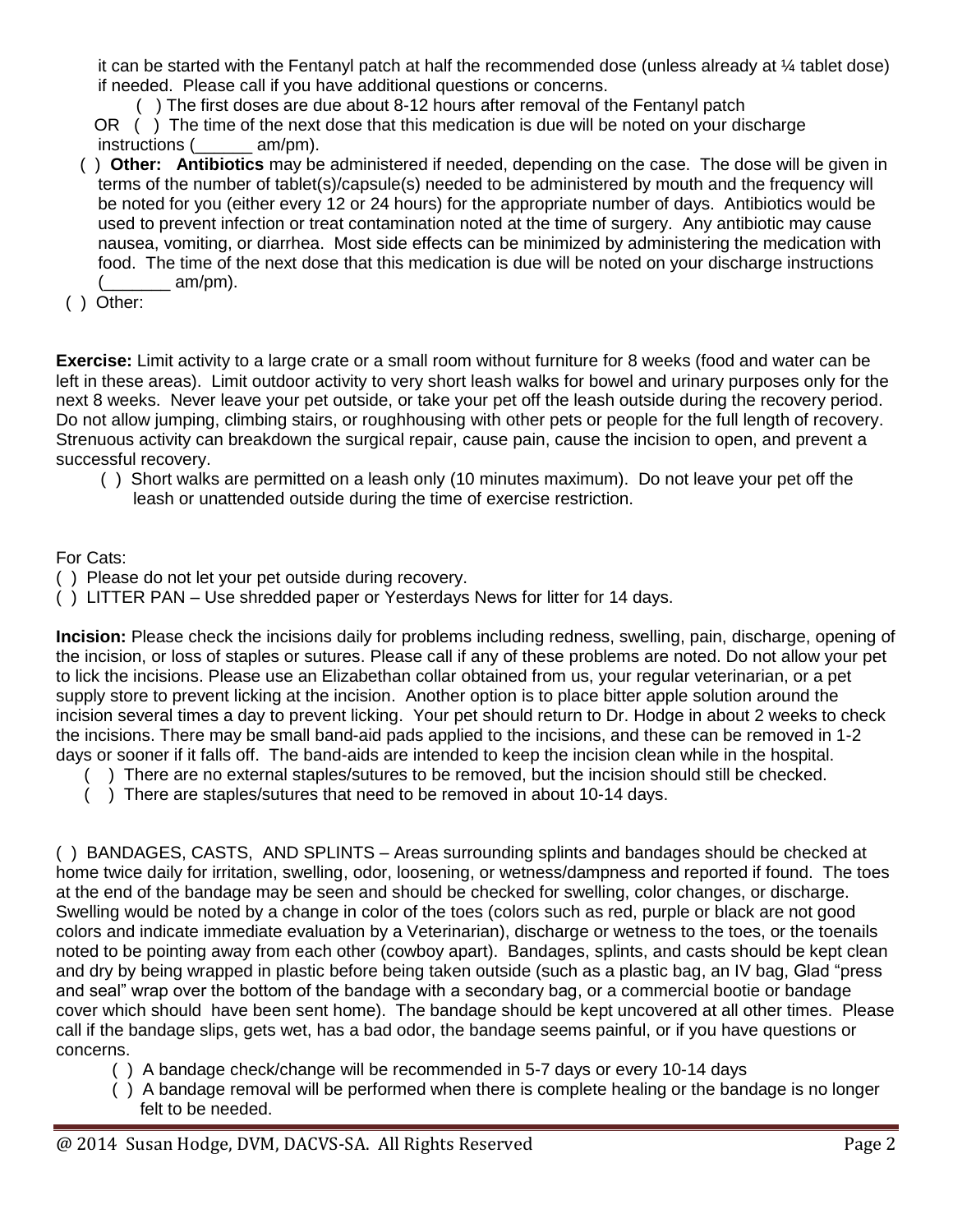it can be started with the Fentanyl patch at half the recommended dose (unless already at ¼ tablet dose) if needed. Please call if you have additional questions or concerns.

( ) The first doses are due about 8-12 hours after removal of the Fentanyl patch

OR ( ) The time of the next dose that this medication is due will be noted on your discharge instructions (______ am/pm).

( ) **Other: Antibiotics** may be administered if needed, depending on the case. The dose will be given in terms of the number of tablet(s)/capsule(s) needed to be administered by mouth and the frequency will be noted for you (either every 12 or 24 hours) for the appropriate number of days. Antibiotics would be used to prevent infection or treat contamination noted at the time of surgery. Any antibiotic may cause nausea, vomiting, or diarrhea. Most side effects can be minimized by administering the medication with food. The time of the next dose that this medication is due will be noted on your discharge instructions (_______ am/pm).

( ) Other:

**Exercise:** Limit activity to a large crate or a small room without furniture for 8 weeks (food and water can be left in these areas). Limit outdoor activity to very short leash walks for bowel and urinary purposes only for the next 8 weeks. Never leave your pet outside, or take your pet off the leash outside during the recovery period. Do not allow jumping, climbing stairs, or roughhousing with other pets or people for the full length of recovery. Strenuous activity can breakdown the surgical repair, cause pain, cause the incision to open, and prevent a successful recovery.

( ) Short walks are permitted on a leash only (10 minutes maximum). Do not leave your pet off the leash or unattended outside during the time of exercise restriction.

For Cats:

( ) Please do not let your pet outside during recovery.

( ) LITTER PAN – Use shredded paper or Yesterdays News for litter for 14 days.

**Incision:** Please check the incisions daily for problems including redness, swelling, pain, discharge, opening of the incision, or loss of staples or sutures. Please call if any of these problems are noted. Do not allow your pet to lick the incisions. Please use an Elizabethan collar obtained from us, your regular veterinarian, or a pet supply store to prevent licking at the incision. Another option is to place bitter apple solution around the incision several times a day to prevent licking. Your pet should return to Dr. Hodge in about 2 weeks to check the incisions. There may be small band-aid pads applied to the incisions, and these can be removed in 1-2 days or sooner if it falls off. The band-aids are intended to keep the incision clean while in the hospital.

( ) There are no external staples/sutures to be removed, but the incision should still be checked.

( ) There are staples/sutures that need to be removed in about 10-14 days.

( ) BANDAGES, CASTS, AND SPLINTS – Areas surrounding splints and bandages should be checked at home twice daily for irritation, swelling, odor, loosening, or wetness/dampness and reported if found. The toes at the end of the bandage may be seen and should be checked for swelling, color changes, or discharge. Swelling would be noted by a change in color of the toes (colors such as red, purple or black are not good colors and indicate immediate evaluation by a Veterinarian), discharge or wetness to the toes, or the toenails noted to be pointing away from each other (cowboy apart). Bandages, splints, and casts should be kept clean and dry by being wrapped in plastic before being taken outside (such as a plastic bag, an IV bag, Glad "press and seal" wrap over the bottom of the bandage with a secondary bag, or a commercial bootie or bandage cover which should have been sent home). The bandage should be kept uncovered at all other times. Please call if the bandage slips, gets wet, has a bad odor, the bandage seems painful, or if you have questions or concerns.

( ) A bandage check/change will be recommended in 5-7 days or every 10-14 days

( ) A bandage removal will be performed when there is complete healing or the bandage is no longer felt to be needed.

@ 2014 Susan Hodge, DVM, DACVS-SA. All Rights Reserved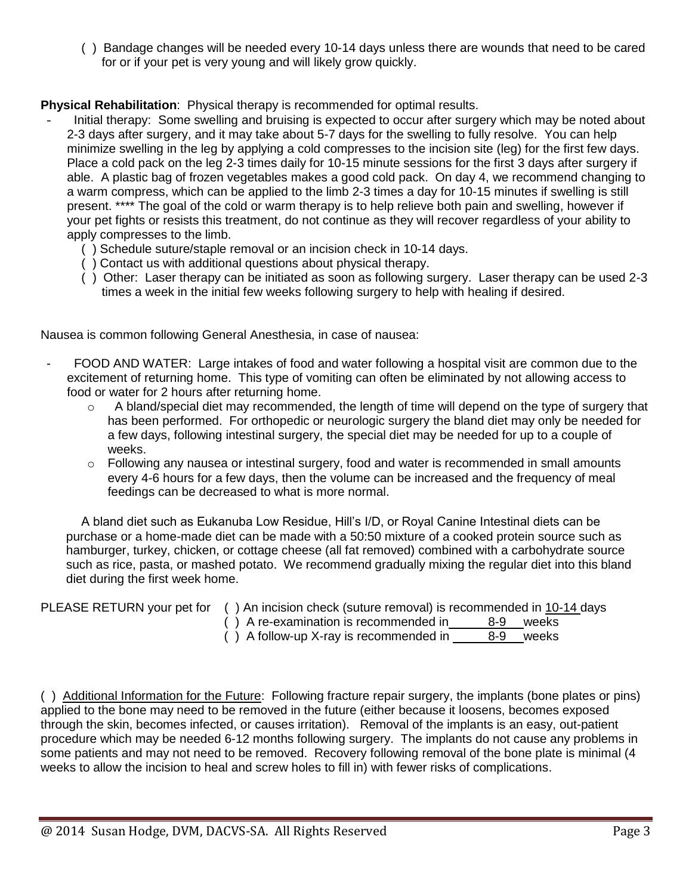( ) Bandage changes will be needed every 10-14 days unless there are wounds that need to be cared for or if your pet is very young and will likely grow quickly.

**Physical Rehabilitation**: Physical therapy is recommended for optimal results.

- Initial therapy: Some swelling and bruising is expected to occur after surgery which may be noted about 2-3 days after surgery, and it may take about 5-7 days for the swelling to fully resolve. You can help minimize swelling in the leg by applying a cold compresses to the incision site (leg) for the first few days. Place a cold pack on the leg 2-3 times daily for 10-15 minute sessions for the first 3 days after surgery if able. A plastic bag of frozen vegetables makes a good cold pack. On day 4, we recommend changing to a warm compress, which can be applied to the limb 2-3 times a day for 10-15 minutes if swelling is still present. **** The goal of the cold or warm therapy is to help relieve both pain and swelling, however if your pet fights or resists this treatment, do not continue as they will recover regardless of your ability to apply compresses to the limb.
  - ( ) Schedule suture/staple removal or an incision check in 10-14 days.
  - ( ) Contact us with additional questions about physical therapy.
  - ( ) Other: Laser therapy can be initiated as soon as following surgery. Laser therapy can be used 2-3 times a week in the initial few weeks following surgery to help with healing if desired.

Nausea is common following General Anesthesia, in case of nausea:

- FOOD AND WATER: Large intakes of food and water following a hospital visit are common due to the excitement of returning home. This type of vomiting can often be eliminated by not allowing access to food or water for 2 hours after returning home.
  - A bland/special diet may recommended, the length of time will depend on the type of surgery that has been performed. For orthopedic or neurologic surgery the bland diet may only be needed for a few days, following intestinal surgery, the special diet may be needed for up to a couple of weeks.
  - Following any nausea or intestinal surgery, food and water is recommended in small amounts every 4-6 hours for a few days, then the volume can be increased and the frequency of meal feedings can be decreased to what is more normal.

A bland diet such as Eukanuba Low Residue, Hill's I/D, or Royal Canine Intestinal diets can be purchase or a home-made diet can be made with a 50:50 mixture of a cooked protein source such as hamburger, turkey, chicken, or cottage cheese (all fat removed) combined with a carbohydrate source such as rice, pasta, or mashed potato. We recommend gradually mixing the regular diet into this bland diet during the first week home.

PLEASE RETURN your pet for
( ) An incision check (suture removal) is recommended in 10-14 days
( ) A re-examination is recommended in 8-9 weeks
( ) A follow-up X-ray is recommended in 8-9 weeks

( ) Additional Information for the Future: Following fracture repair surgery, the implants (bone plates or pins) applied to the bone may need to be removed in the future (either because it loosens, becomes exposed through the skin, becomes infected, or causes irritation). Removal of the implants is an easy, out-patient procedure which may be needed 6-12 months following surgery. The implants do not cause any problems in some patients and may not need to be removed. Recovery following removal of the bone plate is minimal (4 weeks to allow the incision to heal and screw holes to fill in) with fewer risks of complications.